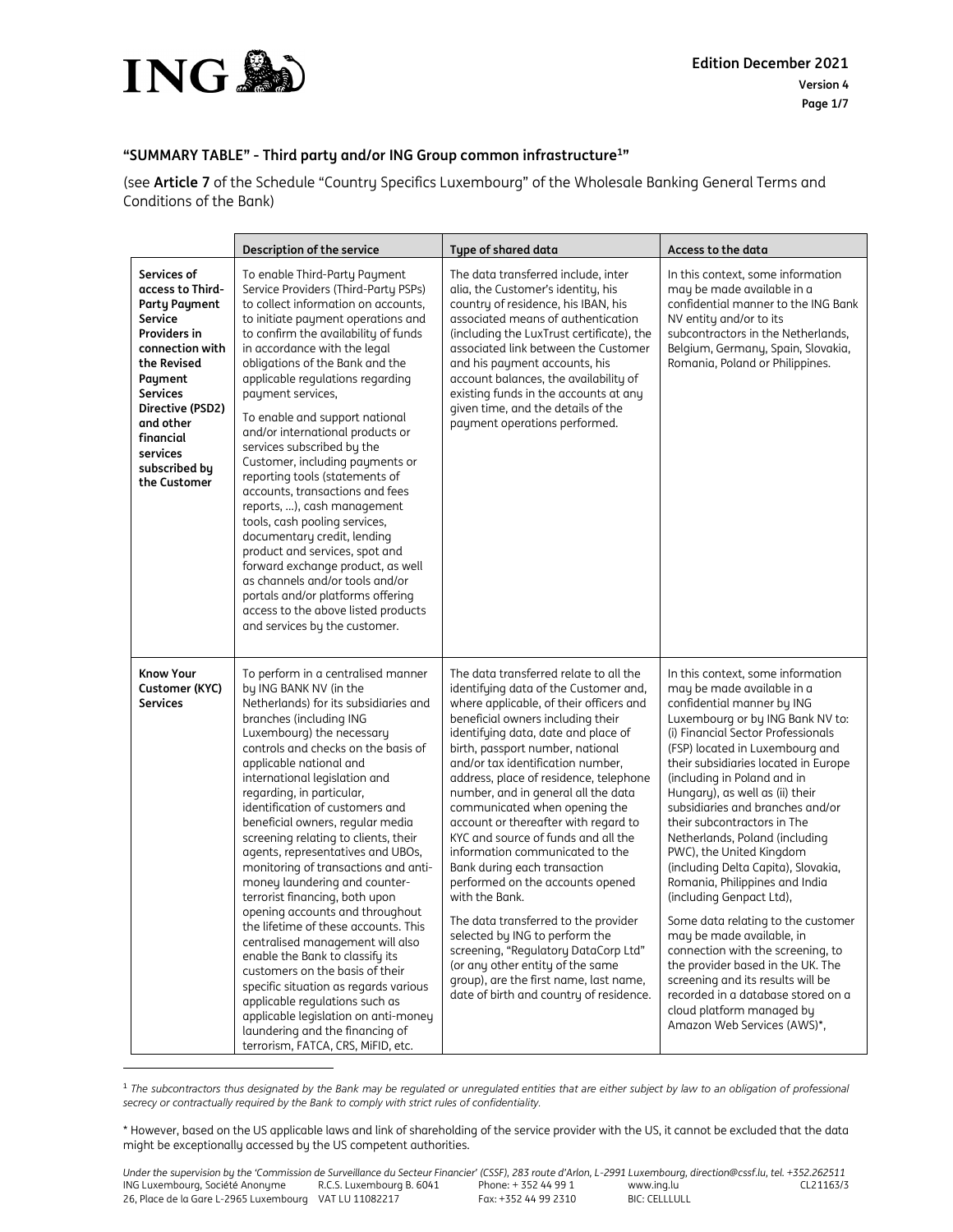## "SUMMARY TABLE" - Third party and/or ING Group common infrastructure[1]"

(see **Article 7** of the Schedule "Country Specifics Luxembourg" of the Wholesale Banking General Terms and Conditions of the Bank)

| | Description of the service | Type of shared data | Access to the data |
|---|---|---|---|
| **Services of access to Third-Party Payment Service Providers in connection with the Revised Payment Services Directive (PSD2) and other financial services subscribed by the Customer** | To enable Third-Party Payment Service Providers (Third-Party PSPs) to collect information on accounts, to initiate payment operations and to confirm the availability of funds in accordance with the legal obligations of the Bank and the applicable regulations regarding payment services,<br><br>To enable and support national and/or international products or services subscribed by the Customer, including payments or reporting tools (statements of accounts, transactions and fees reports, ...), cash management tools, cash pooling services, documentary credit, lending product and services, spot and forward exchange product, as well as channels and/or tools and/or portals and/or platforms offering access to the above listed products and services by the customer. | The data transferred include, inter alia, the Customer's identity, his country of residence, his IBAN, his associated means of authentication (including the LuxTrust certificate), the associated link between the Customer and his payment accounts, his account balances, the availability of existing funds in the accounts at any given time, and the details of the payment operations performed. | In this context, some information may be made available in a confidential manner to the ING Bank NV entity and/or to its subcontractors in the Netherlands, Belgium, Germany, Spain, Slovakia, Romania, Poland or Philippines. |
| **Know Your Customer (KYC) Services** | To perform in a centralised manner by ING BANK NV (in the Netherlands) for its subsidiaries and branches (including ING Luxembourg) the necessary controls and checks on the basis of applicable national and international legislation and regarding, in particular, identification of customers and beneficial owners, regular media screening relating to clients, their agents, representatives and UBOs, monitoring of transactions and anti-money laundering and counter-terrorist financing, both upon opening accounts and throughout the lifetime of these accounts. This centralised management will also enable the Bank to classify its customers on the basis of their specific situation as regards various applicable regulations such as applicable legislation on anti-money laundering and the financing of terrorism, FATCA, CRS, MiFID, etc. | The data transferred relate to all the identifying data of the Customer and, where applicable, of their officers and beneficial owners including their identifying data, date and place of birth, passport number, national and/or tax identification number, address, place of residence, telephone number, and in general all the data communicated when opening the account or thereafter with regard to KYC and source of funds and all the information communicated to the Bank during each transaction performed on the accounts opened with the Bank.<br><br>The data transferred to the provider selected by ING to perform the screening, "Regulatory DataCorp Ltd" (or any other entity of the same group), are the first name, last name, date of birth and country of residence. | In this context, some information may be made available in a confidential manner by ING Luxembourg or by ING Bank NV to: (i) Financial Sector Professionals (FSP) located in Luxembourg and their subsidiaries located in Europe (including in Poland and in Hungary), as well as (ii) their subsidiaries and branches and/or their subcontractors in The Netherlands, Poland (including PWC), the United Kingdom (including Delta Capita), Slovakia, Romania, Philippines and India (including Genpact Ltd),<br><br>Some data relating to the customer may be made available, in connection with the screening, to the provider based in the UK. The screening and its results will be recorded in a database stored on a cloud platform managed by Amazon Web Services (AWS)*, |

[1] *The subcontractors thus designated by the Bank may be regulated or unregulated entities that are either subject by law to an obligation of professional secrecy or contractually required by the Bank to comply with strict rules of confidentiality.*

\* However, based on the US applicable laws and link of shareholding of the service provider with the US, it cannot be excluded that the data might be exceptionally accessed by the US competent authorities.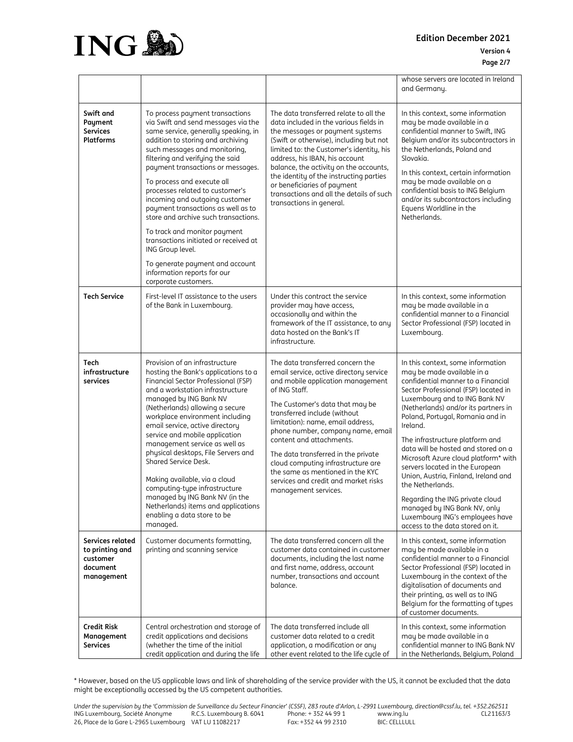| | | | |
|---|---|---|---|
| | | | whose servers are located in Ireland and Germany. |
| **Swift and Payment Services Platforms** | To process payment transactions via Swift and send messages via the same service, generally speaking, in addition to storing and archiving such messages and monitoring, filtering and verifying the said payment transactions or messages.<br><br>To process and execute all processes related to customer's incoming and outgoing customer payment transactions as well as to store and archive such transactions.<br><br>To track and monitor payment transactions initiated or received at ING Group level.<br><br>To generate payment and account information reports for our corporate customers. | The data transferred relate to all the data included in the various fields in the messages or payment systems (Swift or otherwise), including but not limited to: the Customer's identity, his address, his IBAN, his account balance, the activity on the accounts, the identity of the instructing parties or beneficiaries of payment transactions and all the details of such transactions in general. | In this context, some information may be made available in a confidential manner to Swift, ING Belgium and/or its subcontractors in the Netherlands, Poland and Slovakia.<br><br>In this context, certain information may be made available on a confidential basis to ING Belgium and/or its subcontractors including Equens Worldline in the Netherlands. |
| **Tech Service** | First-level IT assistance to the users of the Bank in Luxembourg. | Under this contract the service provider may have access, occasionally and within the framework of the IT assistance, to any data hosted on the Bank's IT infrastructure. | In this context, some information may be made available in a confidential manner to a Financial Sector Professional (FSP) located in Luxembourg. |
| **Tech infrastructure services** | Provision of an infrastructure hosting the Bank's applications to a Financial Sector Professional (FSP) and a workstation infrastructure managed by ING Bank NV (Netherlands) allowing a secure workplace environment including email service, active directory service and mobile application management service as well as physical desktops, File Servers and Shared Service Desk.<br><br>Making available, via a cloud computing-type infrastructure managed by ING Bank NV (in the Netherlands) items and applications enabling a data store to be managed. | The data transferred concern the email service, active directory service and mobile application management of ING Staff.<br><br>The Customer's data that may be transferred include (without limitation): name, email address, phone number, company name, email content and attachments.<br><br>The data transferred in the private cloud computing infrastructure are the same as mentioned in the KYC services and credit and market risks management services. | In this context, some information may be made available in a confidential manner to a Financial Sector Professional (FSP) located in Luxembourg and to ING Bank NV (Netherlands) and/or its partners in Poland, Portugal, Romania and in Ireland.<br><br>The infrastructure platform and data will be hosted and stored on a Microsoft Azure cloud platform* with servers located in the European Union, Austria, Finland, Ireland and the Netherlands.<br><br>Regarding the ING private cloud managed by ING Bank NV, only Luxembourg ING's employees have access to the data stored on it. |
| **Services related to printing and customer document management** | Customer documents formatting, printing and scanning service | The data transferred concern all the customer data contained in customer documents, including the last name and first name, address, account number, transactions and account balance. | In this context, some information may be made available in a confidential manner to a Financial Sector Professional (FSP) located in Luxembourg in the context of the digitalisation of documents and their printing, as well as to ING Belgium for the formatting of types of customer documents. |
| **Credit Risk Management Services** | Central orchestration and storage of credit applications and decisions (whether the time of the initial credit application and during the life | The data transferred include all customer data related to a credit application, a modification or any other event related to the life cycle of | In this context, some information may be made available in a confidential manner to ING Bank NV in the Netherlands, Belgium, Poland |

* However, based on the US applicable laws and link of shareholding of the service provider with the US, it cannot be excluded that the data might be exceptionally accessed by the US competent authorities.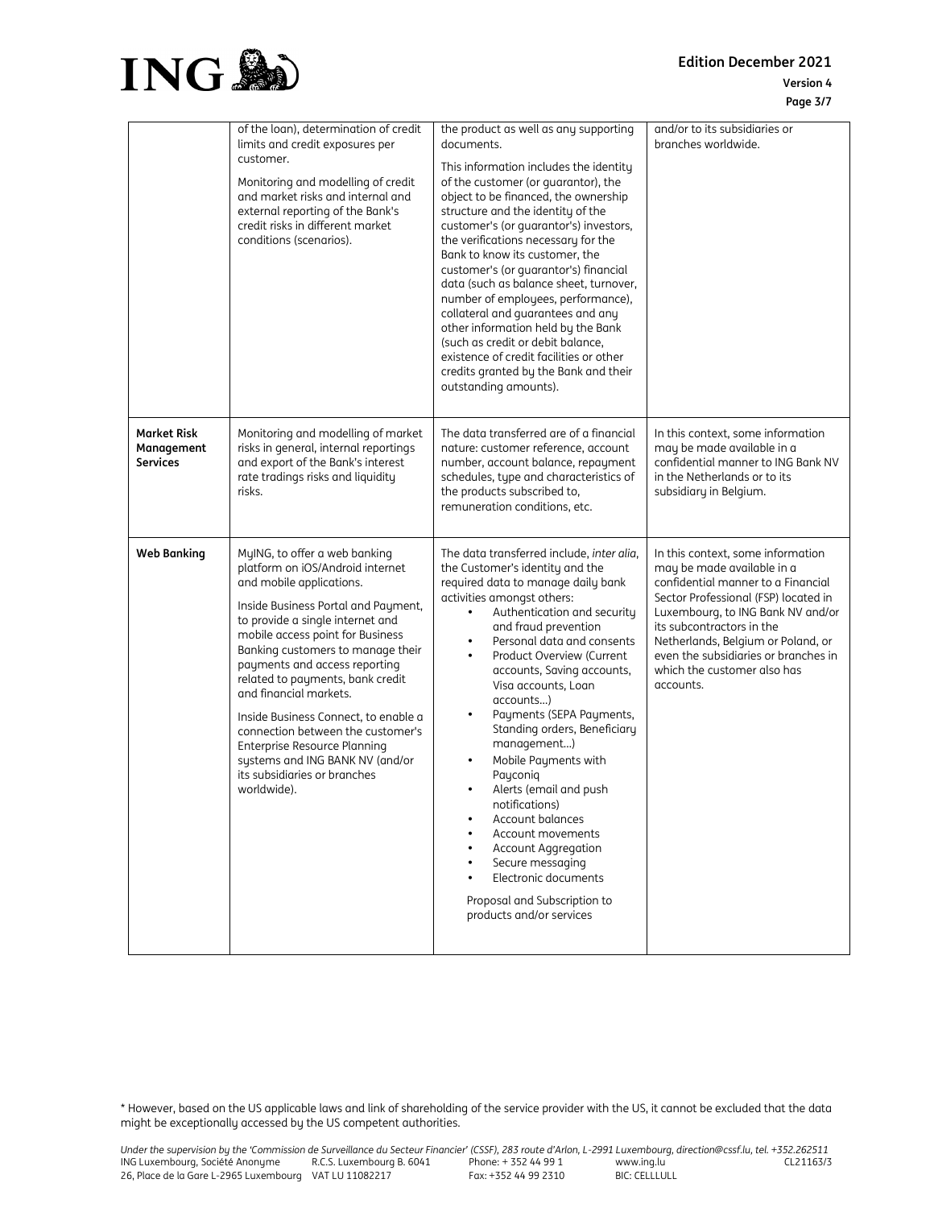| | | | |
|---|---|---|---|
| | of the loan), determination of credit limits and credit exposures per customer.<br><br>Monitoring and modelling of credit and market risks and internal and external reporting of the Bank's credit risks in different market conditions (scenarios). | the product as well as any supporting documents.<br><br>This information includes the identity of the customer (or guarantor), the object to be financed, the ownership structure and the identity of the customer's (or guarantor's) investors, the verifications necessary for the Bank to know its customer, the customer's (or guarantor's) financial data (such as balance sheet, turnover, number of employees, performance), collateral and guarantees and any other information held by the Bank (such as credit or debit balance, existence of credit facilities or other credits granted by the Bank and their outstanding amounts). | and/or to its subsidiaries or branches worldwide. |
| **Market Risk Management Services** | Monitoring and modelling of market risks in general, internal reportings and export of the Bank's interest rate tradings risks and liquidity risks. | The data transferred are of a financial nature: customer reference, account number, account balance, repayment schedules, type and characteristics of the products subscribed to, remuneration conditions, etc. | In this context, some information may be made available in a confidential manner to ING Bank NV in the Netherlands or to its subsidiary in Belgium. |
| **Web Banking** | MyING, to offer a web banking platform on iOS/Android internet and mobile applications.<br><br>Inside Business Portal and Payment, to provide a single internet and mobile access point for Business Banking customers to manage their payments and access reporting related to payments, bank credit and financial markets.<br><br>Inside Business Connect, to enable a connection between the customer's Enterprise Resource Planning systems and ING BANK NV (and/or its subsidiaries or branches worldwide). | The data transferred include, *inter alia*, the Customer's identity and the required data to manage daily bank activities amongst others:<br>• Authentication and security and fraud prevention<br>• Personal data and consents<br>• Product Overview (Current accounts, Saving accounts, Visa accounts, Loan accounts…)<br>• Payments (SEPA Payments, Standing orders, Beneficiary management…)<br>• Mobile Payments with Payconiq<br>• Alerts (email and push notifications)<br>• Account balances<br>• Account movements<br>• Account Aggregation<br>• Secure messaging<br>• Electronic documents<br><br>Proposal and Subscription to products and/or services | In this context, some information may be made available in a confidential manner to a Financial Sector Professional (FSP) located in Luxembourg, to ING Bank NV and/or its subcontractors in the Netherlands, Belgium or Poland, or even the subsidiaries or branches in which the customer also has accounts. |

\* However, based on the US applicable laws and link of shareholding of the service provider with the US, it cannot be excluded that the data might be exceptionally accessed by the US competent authorities.

*Under the supervision by the 'Commission de Surveillance du Secteur Financier' (CSSF), 283 route d'Arlon, L-2991 Luxembourg, direction@cssf.lu, tel. +352.262511*
ING Luxembourg, Société Anonyme R.C.S. Luxembourg B. 6041 Phone: + 352 44 99 1 www.ing.lu CL21163/3
26, Place de la Gare L-2965 Luxembourg VAT LU 11082217 Fax: +352 44 99 2310 BIC: CELLLULL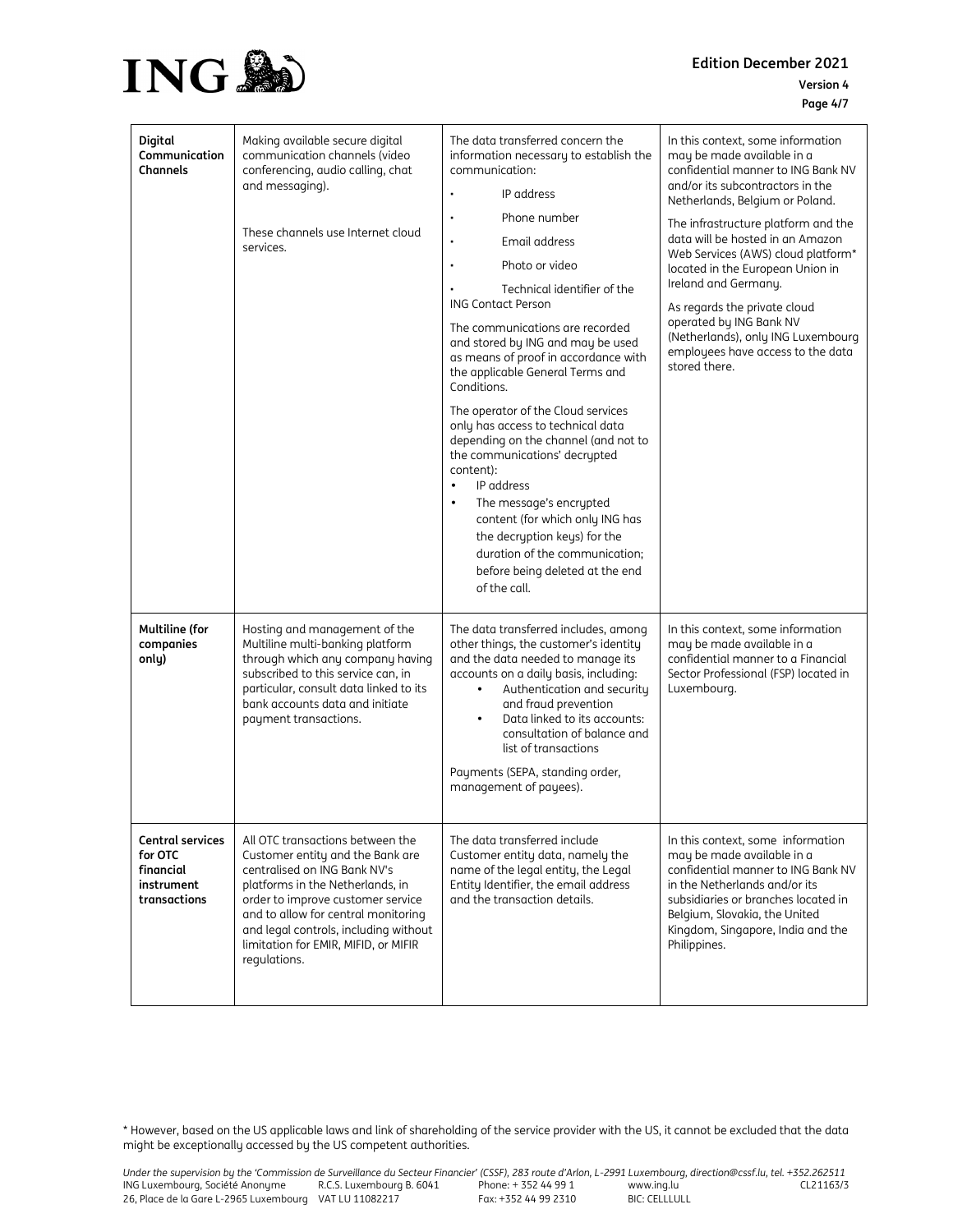| | | | |
|---|---|---|---|
| **Digital Communication Channels** | Making available secure digital communication channels (video conferencing, audio calling, chat and messaging).<br><br>These channels use Internet cloud services. | The data transferred concern the information necessary to establish the communication:<br>• IP address<br>• Phone number<br>• Email address<br>• Photo or video<br>• Technical identifier of the ING Contact Person<br><br>The communications are recorded and stored by ING and may be used as means of proof in accordance with the applicable General Terms and Conditions.<br><br>The operator of the Cloud services only has access to technical data depending on the channel (and not to the communications' decrypted content):<br>• IP address<br>• The message's encrypted content (for which only ING has the decryption keys) for the duration of the communication; before being deleted at the end of the call. | In this context, some information may be made available in a confidential manner to ING Bank NV and/or its subcontractors in the Netherlands, Belgium or Poland.<br><br>The infrastructure platform and the data will be hosted in an Amazon Web Services (AWS) cloud platform* located in the European Union in Ireland and Germany.<br><br>As regards the private cloud operated by ING Bank NV (Netherlands), only ING Luxembourg employees have access to the data stored there. |
| **Multiline (for companies only)** | Hosting and management of the Multiline multi-banking platform through which any company having subscribed to this service can, in particular, consult data linked to its bank accounts data and initiate payment transactions. | The data transferred includes, among other things, the customer's identity and the data needed to manage its accounts on a daily basis, including:<br>• Authentication and security and fraud prevention<br>• Data linked to its accounts: consultation of balance and list of transactions<br><br>Payments (SEPA, standing order, management of payees). | In this context, some information may be made available in a confidential manner to a Financial Sector Professional (FSP) located in Luxembourg. |
| **Central services for OTC financial instrument transactions** | All OTC transactions between the Customer entity and the Bank are centralised on ING Bank NV's platforms in the Netherlands, in order to improve customer service and to allow for central monitoring and legal controls, including without limitation for EMIR, MIFID, or MIFIR regulations. | The data transferred include Customer entity data, namely the name of the legal entity, the Legal Entity Identifier, the email address and the transaction details. | In this context, some information may be made available in a confidential manner to ING Bank NV in the Netherlands and/or its subsidiaries or branches located in Belgium, Slovakia, the United Kingdom, Singapore, India and the Philippines. |

\* However, based on the US applicable laws and link of shareholding of the service provider with the US, it cannot be excluded that the data might be exceptionally accessed by the US competent authorities.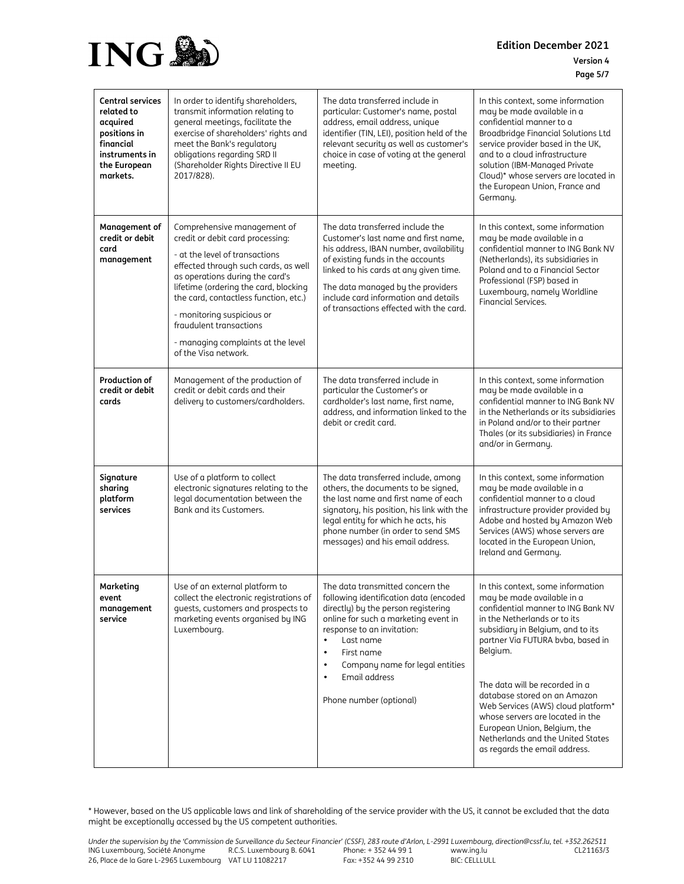| | | | |
|---|---|---|---|
| **Central services related to acquired positions in financial instruments in the European markets.** | In order to identify shareholders, transmit information relating to general meetings, facilitate the exercise of shareholders' rights and meet the Bank's regulatory obligations regarding SRD II (Shareholder Rights Directive II EU 2017/828). | The data transferred include in particular: Customer's name, postal address, email address, unique identifier (TIN, LEI), position held of the relevant security as well as customer's choice in case of voting at the general meeting. | In this context, some information may be made available in a confidential manner to a Broadbridge Financial Solutions Ltd service provider based in the UK, and to a cloud infrastructure solution (IBM-Managed Private Cloud)* whose servers are located in the European Union, France and Germany. |
| **Management of credit or debit card management** | Comprehensive management of credit or debit card processing:<br>- at the level of transactions effected through such cards, as well as operations during the card's lifetime (ordering the card, blocking the card, contactless function, etc.)<br>- monitoring suspicious or fraudulent transactions<br>- managing complaints at the level of the Visa network. | The data transferred include the Customer's last name and first name, his address, IBAN number, availability of existing funds in the accounts linked to his cards at any given time.<br>The data managed by the providers include card information and details of transactions effected with the card. | In this context, some information may be made available in a confidential manner to ING Bank NV (Netherlands), its subsidiaries in Poland and to a Financial Sector Professional (FSP) based in Luxembourg, namely Worldline Financial Services. |
| **Production of credit or debit cards** | Management of the production of credit or debit cards and their delivery to customers/cardholders. | The data transferred include in particular the Customer's or cardholder's last name, first name, address, and information linked to the debit or credit card. | In this context, some information may be made available in a confidential manner to ING Bank NV in the Netherlands or its subsidiaries in Poland and/or to their partner Thales (or its subsidiaries) in France and/or in Germany. |
| **Signature sharing platform services** | Use of a platform to collect electronic signatures relating to the legal documentation between the Bank and its Customers. | The data transferred include, among others, the documents to be signed, the last name and first name of each signatory, his position, his link with the legal entity for which he acts, his phone number (in order to send SMS messages) and his email address. | In this context, some information may be made available in a confidential manner to a cloud infrastructure provider provided by Adobe and hosted by Amazon Web Services (AWS) whose servers are located in the European Union, Ireland and Germany. |
| **Marketing event management service** | Use of an external platform to collect the electronic registrations of guests, customers and prospects to marketing events organised by ING Luxembourg. | The data transmitted concern the following identification data (encoded directly) by the person registering online for such a marketing event in response to an invitation:<br>• Last name<br>• First name<br>• Company name for legal entities<br>• Email address<br><br>Phone number (optional) | In this context, some information may be made available in a confidential manner to ING Bank NV in the Netherlands or to its subsidiary in Belgium, and to its partner Via FUTURA bvba, based in Belgium.<br><br>The data will be recorded in a database stored on an Amazon Web Services (AWS) cloud platform* whose servers are located in the European Union, Belgium, the Netherlands and the United States as regards the email address. |

\* However, based on the US applicable laws and link of shareholding of the service provider with the US, it cannot be excluded that the data might be exceptionally accessed by the US competent authorities.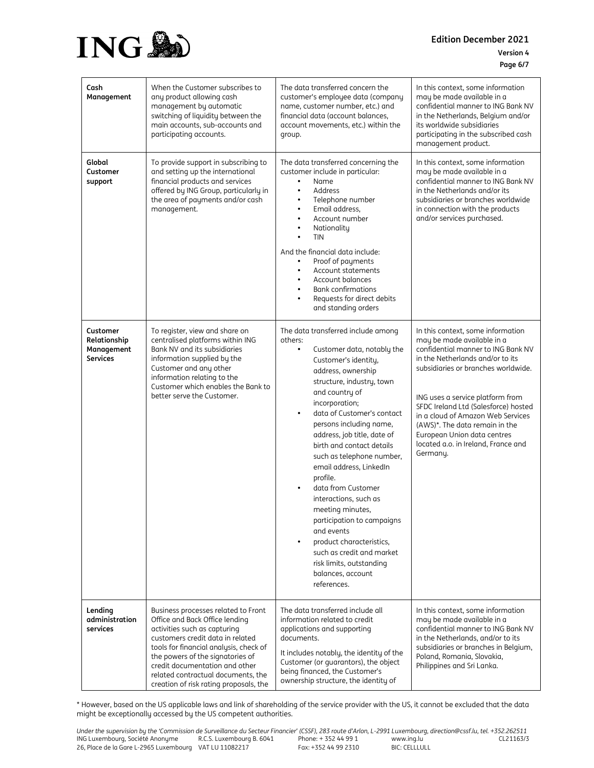| | | | |
|---|---|---|---|
| **Cash Management** | When the Customer subscribes to any product allowing cash management by automatic switching of liquidity between the main accounts, sub-accounts and participating accounts. | The data transferred concern the customer's employee data (company name, customer number, etc.) and financial data (account balances, account movements, etc.) within the group. | In this context, some information may be made available in a confidential manner to ING Bank NV in the Netherlands, Belgium and/or its worldwide subsidiaries participating in the subscribed cash management product. |
| **Global Customer support** | To provide support in subscribing to and setting up the international financial products and services offered by ING Group, particularly in the area of payments and/or cash management. | The data transferred concerning the customer include in particular:<br>• Name<br>• Address<br>• Telephone number<br>• Email address,<br>• Account number<br>• Nationality<br>• TIN<br><br>And the financial data include:<br>• Proof of payments<br>• Account statements<br>• Account balances<br>• Bank confirmations<br>• Requests for direct debits and standing orders | In this context, some information may be made available in a confidential manner to ING Bank NV in the Netherlands and/or its subsidiaries or branches worldwide in connection with the products and/or services purchased. |
| **Customer Relationship Management Services** | To register, view and share on centralised platforms within ING Bank NV and its subsidiaries information supplied by the Customer and any other information relating to the Customer which enables the Bank to better serve the Customer. | The data transferred include among others:<br>• Customer data, notably the Customer's identity, address, ownership structure, industry, town and country of incorporation;<br>• data of Customer's contact persons including name, address, job title, date of birth and contact details such as telephone number, email address, LinkedIn profile.<br>• data from Customer interactions, such as meeting minutes, participation to campaigns and events<br>• product characteristics, such as credit and market risk limits, outstanding balances, account references. | In this context, some information may be made available in a confidential manner to ING Bank NV in the Netherlands and/or to its subsidiaries or branches worldwide.<br><br>ING uses a service platform from SFDC Ireland Ltd (Salesforce) hosted in a cloud of Amazon Web Services (AWS)*. The data remain in the European Union data centres located a.o. in Ireland, France and Germany. |
| **Lending administration services** | Business processes related to Front Office and Back Office lending activities such as capturing customers credit data in related tools for financial analysis, check of the powers of the signatories of credit documentation and other related contractual documents, the creation of risk rating proposals, the | The data transferred include all information related to credit applications and supporting documents.<br><br>It includes notably, the identity of the Customer (or guarantors), the object being financed, the Customer's ownership structure, the identity of | In this context, some information may be made available in a confidential manner to ING Bank NV in the Netherlands, and/or to its subsidiaries or branches in Belgium, Poland, Romania, Slovakia, Philippines and Sri Lanka. |

\* However, based on the US applicable laws and link of shareholding of the service provider with the US, it cannot be excluded that the data might be exceptionally accessed by the US competent authorities.

*Under the supervision by the 'Commission de Surveillance du Secteur Financier' (CSSF), 283 route d'Arlon, L-2991 Luxembourg, direction@cssf.lu, tel. +352.262511*
ING Luxembourg, Société Anonyme R.C.S. Luxembourg B. 6041 Phone: + 352 44 99 1 www.ing.lu CL21163/3
26, Place de la Gare L-2965 Luxembourg VAT LU 11082217 Fax: +352 44 99 2310 BIC: CELLLULL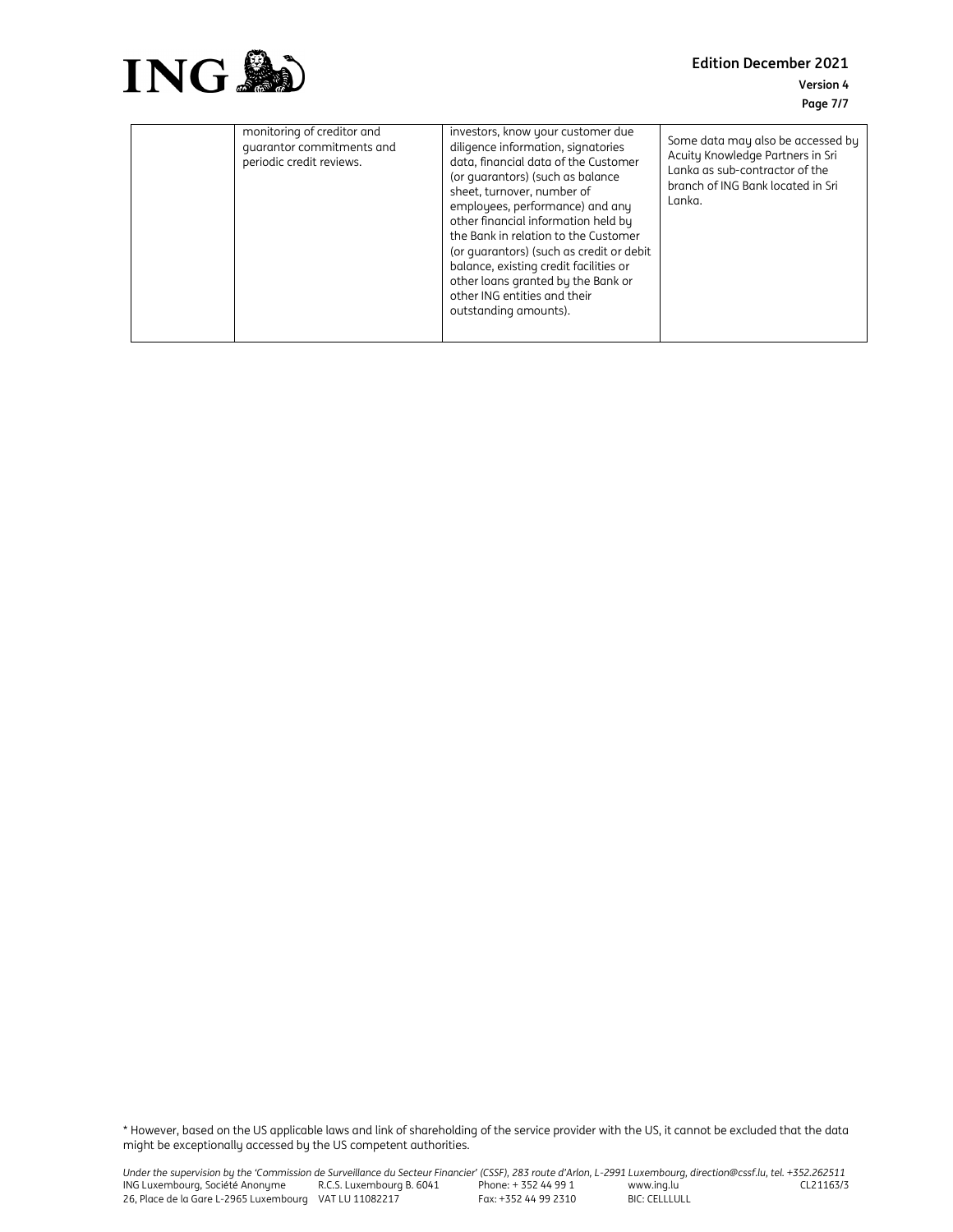| | | | |
|---|---|---|---|
| | monitoring of creditor and guarantor commitments and periodic credit reviews. | investors, know your customer due diligence information, signatories data, financial data of the Customer (or guarantors) (such as balance sheet, turnover, number of employees, performance) and any other financial information held by the Bank in relation to the Customer (or guarantors) (such as credit or debit balance, existing credit facilities or other loans granted by the Bank or other ING entities and their outstanding amounts). | Some data may also be accessed by Acuity Knowledge Partners in Sri Lanka as sub-contractor of the branch of ING Bank located in Sri Lanka. |

* However, based on the US applicable laws and link of shareholding of the service provider with the US, it cannot be excluded that the data might be exceptionally accessed by the US competent authorities.

*Under the supervision by the 'Commission de Surveillance du Secteur Financier' (CSSF), 283 route d'Arlon, L-2991 Luxembourg, direction@cssf.lu, tel. +352.262511*
ING Luxembourg, Société Anonyme R.C.S. Luxembourg B. 6041 Phone: + 352 44 99 1 www.ing.lu CL21163/3
26, Place de la Gare L-2965 Luxembourg VAT LU 11082217 Fax: +352 44 99 2310 BIC: CELLLULL